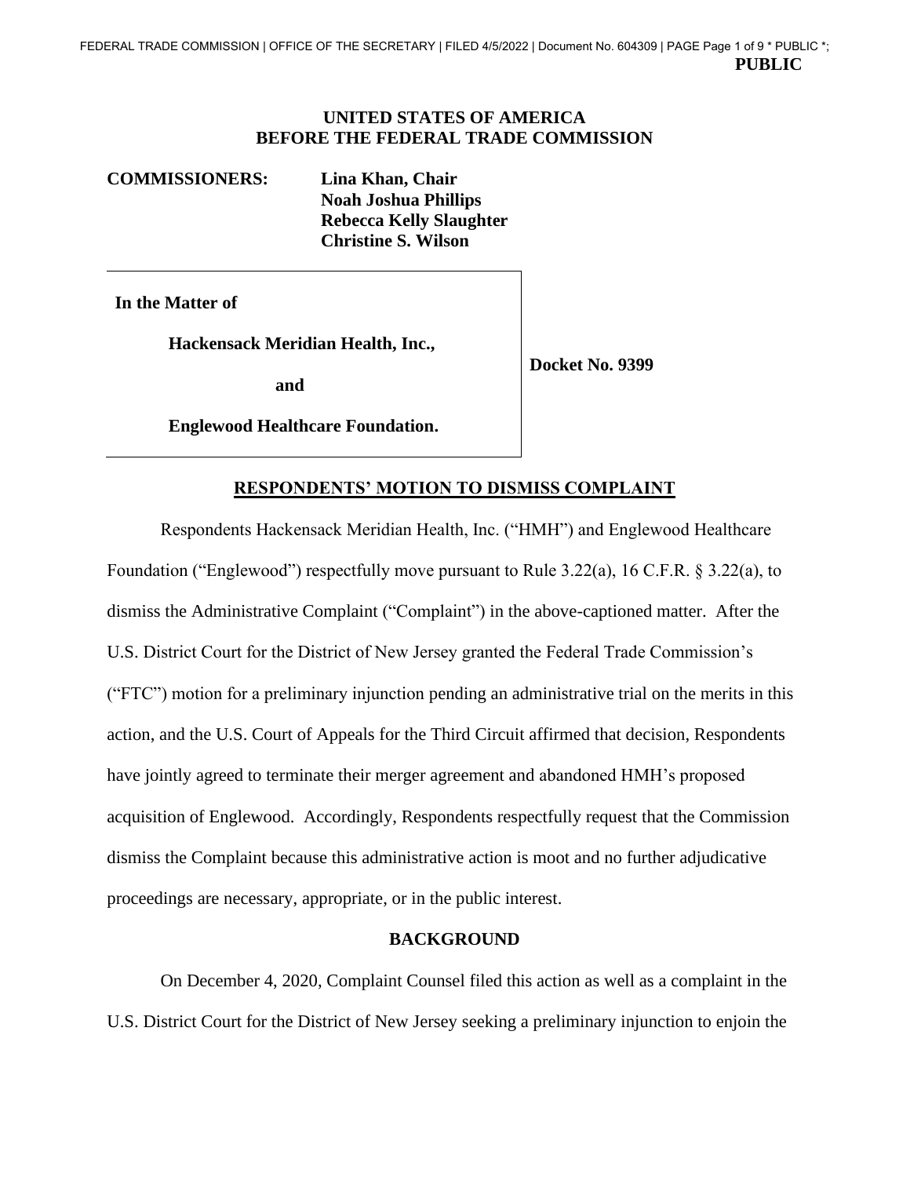**PUBLIC**

**UNITED STATES OF AMERICA**
**BEFORE THE FEDERAL TRADE COMMISSION**

| | |
|---|---|
| **COMMISSIONERS:** | **Lina Khan, Chair** |
| | **Noah Joshua Phillips** |
| | **Rebecca Kelly Slaughter** |
| | **Christine S. Wilson** |

| | |
|---|---|
| **In the Matter of**<br><br>**Hackensack Meridian Health, Inc.,**<br><br>**and**<br><br>**Englewood Healthcare Foundation.** | **Docket No. 9399** |

## RESPONDENTS' MOTION TO DISMISS COMPLAINT

Respondents Hackensack Meridian Health, Inc. ("HMH") and Englewood Healthcare Foundation ("Englewood") respectfully move pursuant to Rule 3.22(a), 16 C.F.R. § 3.22(a), to dismiss the Administrative Complaint ("Complaint") in the above-captioned matter. After the U.S. District Court for the District of New Jersey granted the Federal Trade Commission's ("FTC") motion for a preliminary injunction pending an administrative trial on the merits in this action, and the U.S. Court of Appeals for the Third Circuit affirmed that decision, Respondents have jointly agreed to terminate their merger agreement and abandoned HMH's proposed acquisition of Englewood. Accordingly, Respondents respectfully request that the Commission dismiss the Complaint because this administrative action is moot and no further adjudicative proceedings are necessary, appropriate, or in the public interest.

### BACKGROUND

On December 4, 2020, Complaint Counsel filed this action as well as a complaint in the U.S. District Court for the District of New Jersey seeking a preliminary injunction to enjoin the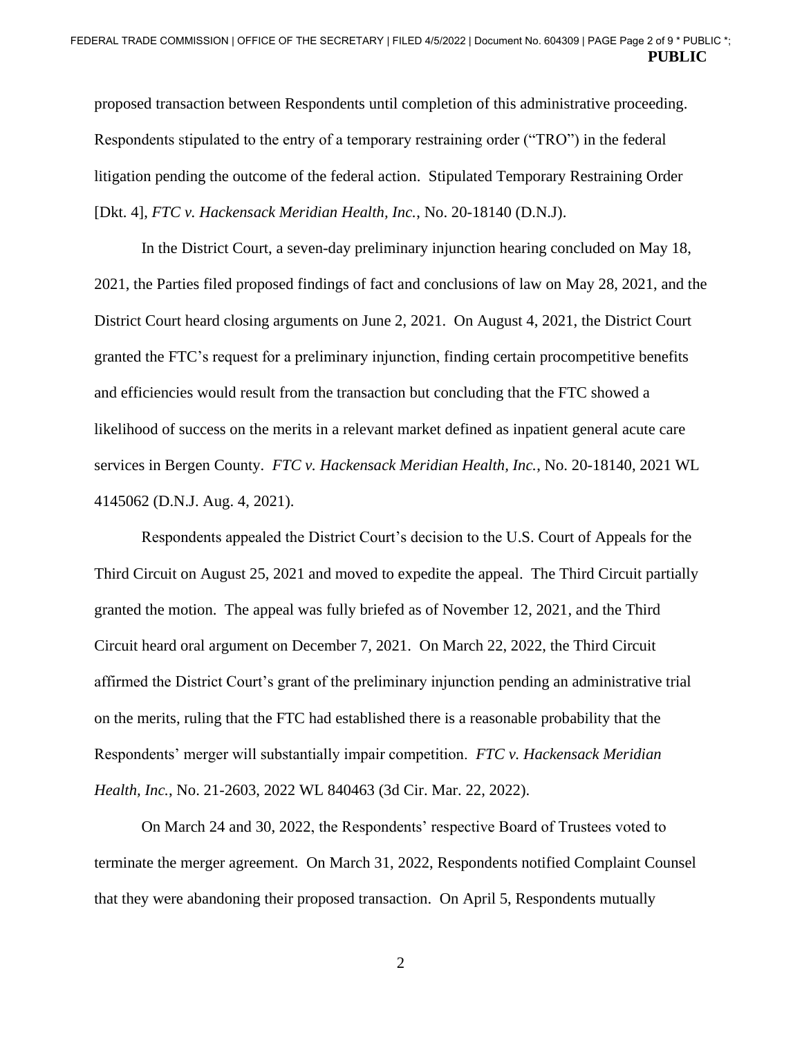proposed transaction between Respondents until completion of this administrative proceeding. Respondents stipulated to the entry of a temporary restraining order ("TRO") in the federal litigation pending the outcome of the federal action. Stipulated Temporary Restraining Order [Dkt. 4], *FTC v. Hackensack Meridian Health, Inc.*, No. 20-18140 (D.N.J).

In the District Court, a seven-day preliminary injunction hearing concluded on May 18, 2021, the Parties filed proposed findings of fact and conclusions of law on May 28, 2021, and the District Court heard closing arguments on June 2, 2021. On August 4, 2021, the District Court granted the FTC's request for a preliminary injunction, finding certain procompetitive benefits and efficiencies would result from the transaction but concluding that the FTC showed a likelihood of success on the merits in a relevant market defined as inpatient general acute care services in Bergen County. *FTC v. Hackensack Meridian Health, Inc.*, No. 20-18140, 2021 WL 4145062 (D.N.J. Aug. 4, 2021).

Respondents appealed the District Court's decision to the U.S. Court of Appeals for the Third Circuit on August 25, 2021 and moved to expedite the appeal. The Third Circuit partially granted the motion. The appeal was fully briefed as of November 12, 2021, and the Third Circuit heard oral argument on December 7, 2021. On March 22, 2022, the Third Circuit affirmed the District Court's grant of the preliminary injunction pending an administrative trial on the merits, ruling that the FTC had established there is a reasonable probability that the Respondents' merger will substantially impair competition. *FTC v. Hackensack Meridian Health, Inc.*, No. 21-2603, 2022 WL 840463 (3d Cir. Mar. 22, 2022).

On March 24 and 30, 2022, the Respondents' respective Board of Trustees voted to terminate the merger agreement. On March 31, 2022, Respondents notified Complaint Counsel that they were abandoning their proposed transaction. On April 5, Respondents mutually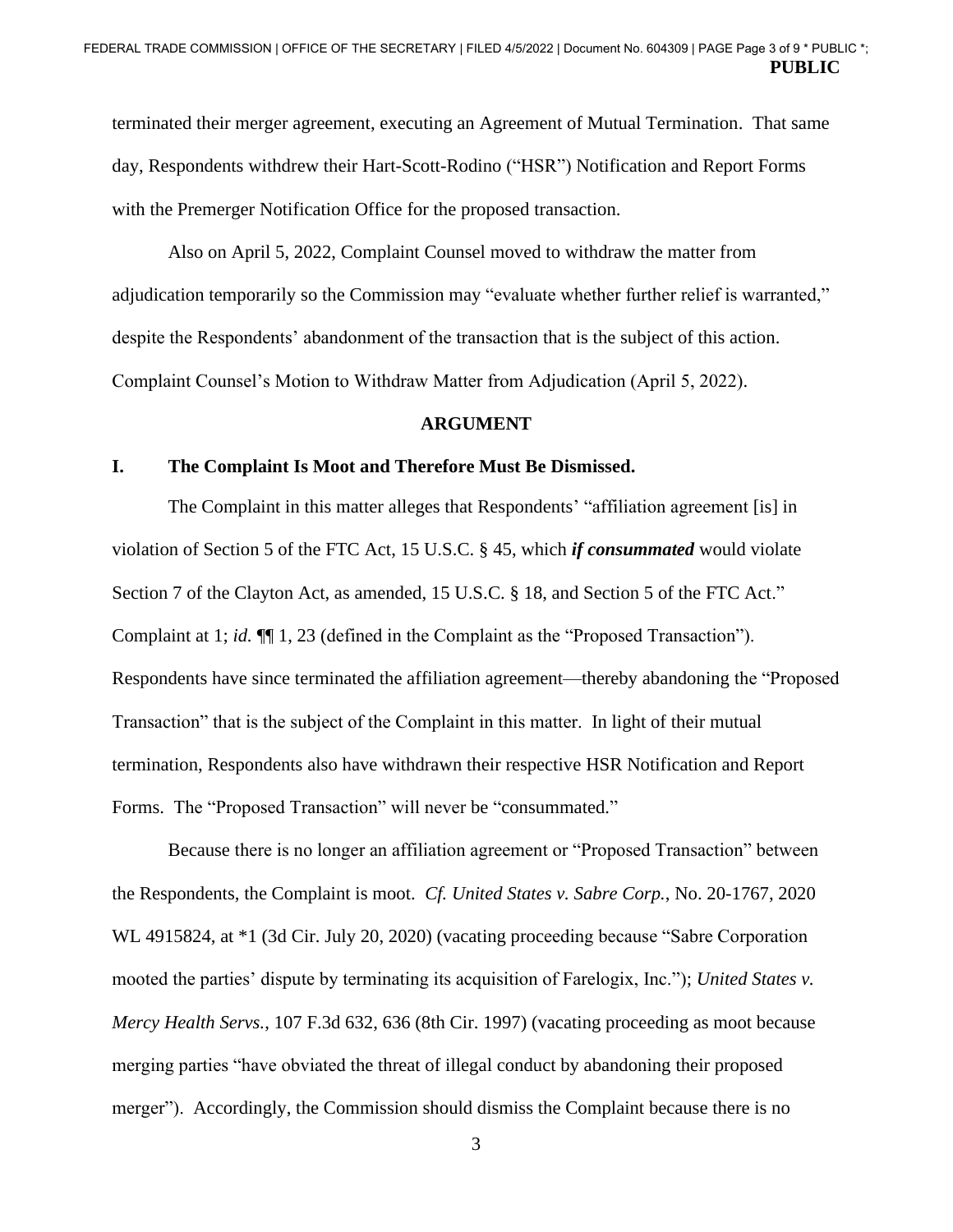terminated their merger agreement, executing an Agreement of Mutual Termination. That same day, Respondents withdrew their Hart-Scott-Rodino ("HSR") Notification and Report Forms with the Premerger Notification Office for the proposed transaction.

Also on April 5, 2022, Complaint Counsel moved to withdraw the matter from adjudication temporarily so the Commission may "evaluate whether further relief is warranted," despite the Respondents' abandonment of the transaction that is the subject of this action. Complaint Counsel's Motion to Withdraw Matter from Adjudication (April 5, 2022).

## ARGUMENT

### I. The Complaint Is Moot and Therefore Must Be Dismissed.

The Complaint in this matter alleges that Respondents' "affiliation agreement [is] in violation of Section 5 of the FTC Act, 15 U.S.C. § 45, which ***if consummated*** would violate Section 7 of the Clayton Act, as amended, 15 U.S.C. § 18, and Section 5 of the FTC Act." Complaint at 1; *id.* ¶¶ 1, 23 (defined in the Complaint as the "Proposed Transaction"). Respondents have since terminated the affiliation agreement—thereby abandoning the "Proposed Transaction" that is the subject of the Complaint in this matter. In light of their mutual termination, Respondents also have withdrawn their respective HSR Notification and Report Forms. The "Proposed Transaction" will never be "consummated."

Because there is no longer an affiliation agreement or "Proposed Transaction" between the Respondents, the Complaint is moot. *Cf. United States v. Sabre Corp.*, No. 20-1767, 2020 WL 4915824, at *1 (3d Cir. July 20, 2020) (vacating proceeding because "Sabre Corporation mooted the parties' dispute by terminating its acquisition of Farelogix, Inc."); *United States v. Mercy Health Servs.*, 107 F.3d 632, 636 (8th Cir. 1997) (vacating proceeding as moot because merging parties "have obviated the threat of illegal conduct by abandoning their proposed merger"). Accordingly, the Commission should dismiss the Complaint because there is no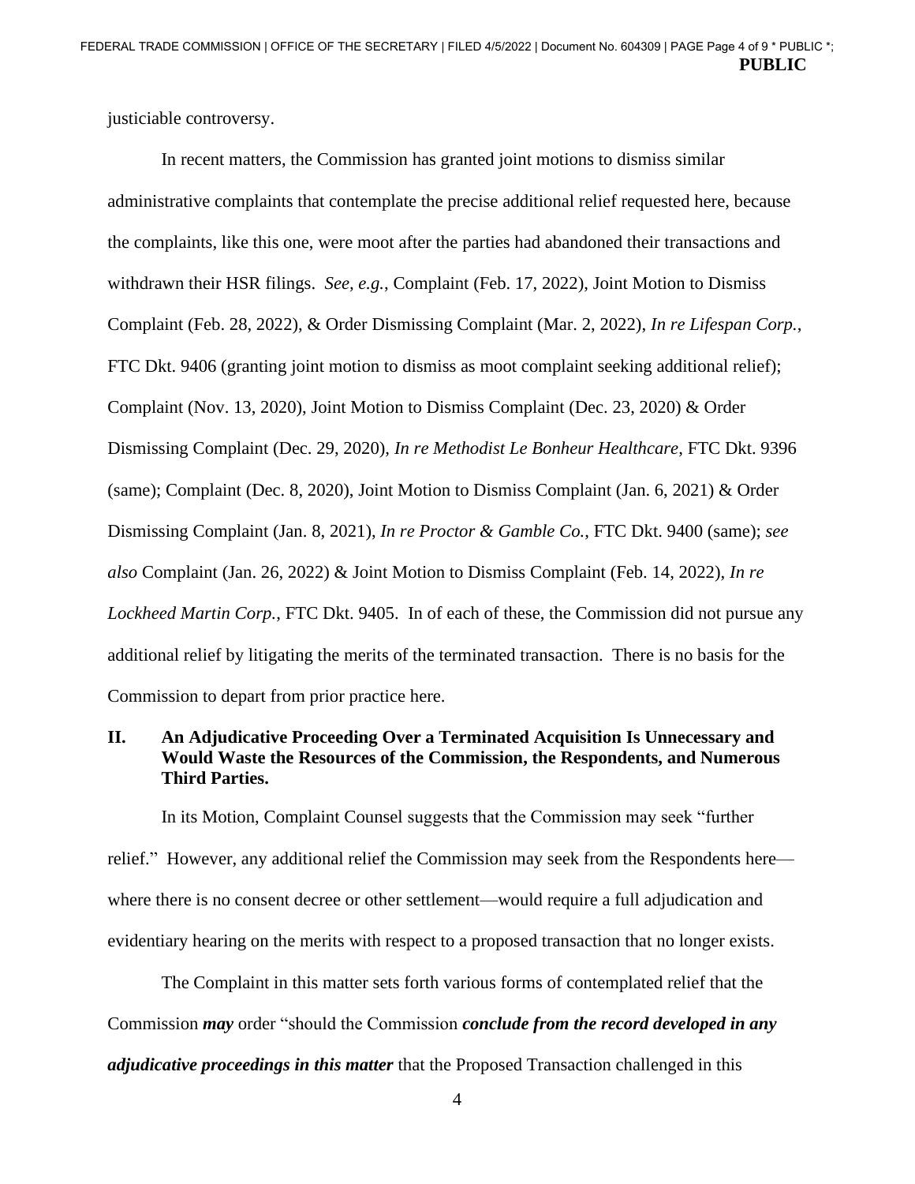justiciable controversy.

In recent matters, the Commission has granted joint motions to dismiss similar administrative complaints that contemplate the precise additional relief requested here, because the complaints, like this one, were moot after the parties had abandoned their transactions and withdrawn their HSR filings. *See, e.g.*, Complaint (Feb. 17, 2022), Joint Motion to Dismiss Complaint (Feb. 28, 2022), & Order Dismissing Complaint (Mar. 2, 2022), *In re Lifespan Corp.*, FTC Dkt. 9406 (granting joint motion to dismiss as moot complaint seeking additional relief); Complaint (Nov. 13, 2020), Joint Motion to Dismiss Complaint (Dec. 23, 2020) & Order Dismissing Complaint (Dec. 29, 2020), *In re Methodist Le Bonheur Healthcare*, FTC Dkt. 9396 (same); Complaint (Dec. 8, 2020), Joint Motion to Dismiss Complaint (Jan. 6, 2021) & Order Dismissing Complaint (Jan. 8, 2021), *In re Proctor & Gamble Co.*, FTC Dkt. 9400 (same); *see also* Complaint (Jan. 26, 2022) & Joint Motion to Dismiss Complaint (Feb. 14, 2022), *In re Lockheed Martin Corp.*, FTC Dkt. 9405. In of each of these, the Commission did not pursue any additional relief by litigating the merits of the terminated transaction. There is no basis for the Commission to depart from prior practice here.

## II. An Adjudicative Proceeding Over a Terminated Acquisition Is Unnecessary and Would Waste the Resources of the Commission, the Respondents, and Numerous Third Parties.

In its Motion, Complaint Counsel suggests that the Commission may seek "further relief." However, any additional relief the Commission may seek from the Respondents here—where there is no consent decree or other settlement—would require a full adjudication and evidentiary hearing on the merits with respect to a proposed transaction that no longer exists.

The Complaint in this matter sets forth various forms of contemplated relief that the Commission ***may*** order "should the Commission ***conclude from the record developed in any adjudicative proceedings in this matter*** that the Proposed Transaction challenged in this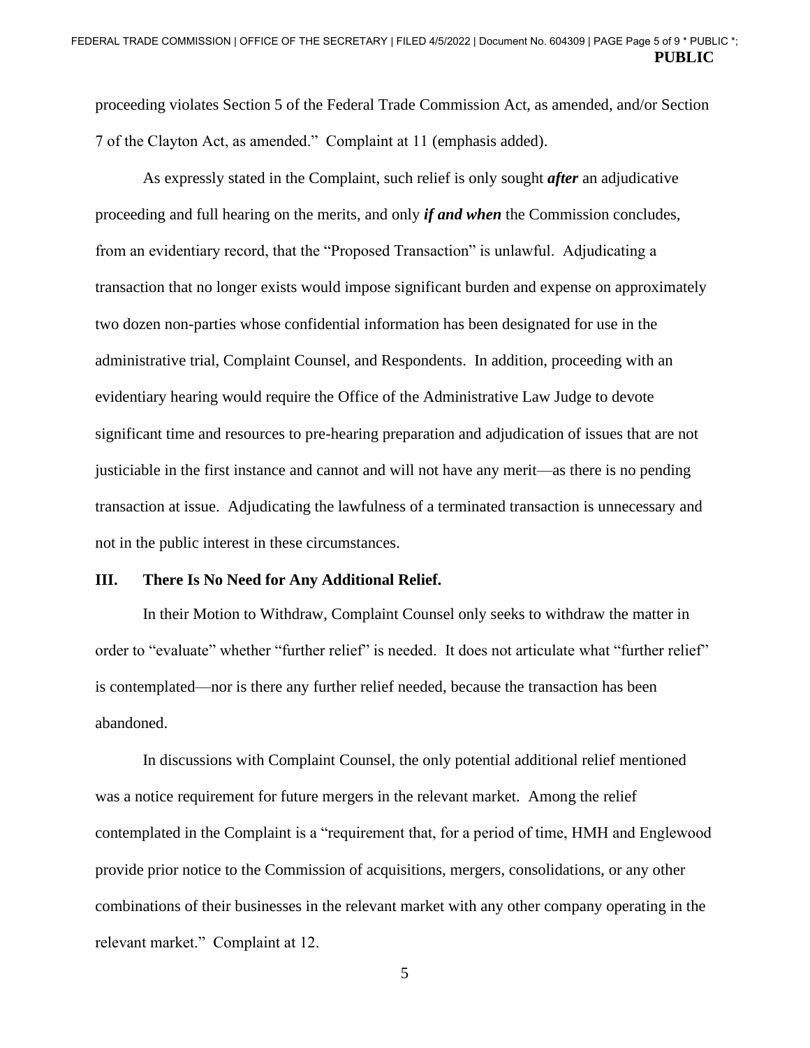proceeding violates Section 5 of the Federal Trade Commission Act, as amended, and/or Section 7 of the Clayton Act, as amended." Complaint at 11 (emphasis added).

As expressly stated in the Complaint, such relief is only sought ***after*** an adjudicative proceeding and full hearing on the merits, and only ***if and when*** the Commission concludes, from an evidentiary record, that the "Proposed Transaction" is unlawful. Adjudicating a transaction that no longer exists would impose significant burden and expense on approximately two dozen non-parties whose confidential information has been designated for use in the administrative trial, Complaint Counsel, and Respondents. In addition, proceeding with an evidentiary hearing would require the Office of the Administrative Law Judge to devote significant time and resources to pre-hearing preparation and adjudication of issues that are not justiciable in the first instance and cannot and will not have any merit—as there is no pending transaction at issue. Adjudicating the lawfulness of a terminated transaction is unnecessary and not in the public interest in these circumstances.

## III. There Is No Need for Any Additional Relief.

In their Motion to Withdraw, Complaint Counsel only seeks to withdraw the matter in order to "evaluate" whether "further relief" is needed. It does not articulate what "further relief" is contemplated—nor is there any further relief needed, because the transaction has been abandoned.

In discussions with Complaint Counsel, the only potential additional relief mentioned was a notice requirement for future mergers in the relevant market. Among the relief contemplated in the Complaint is a "requirement that, for a period of time, HMH and Englewood provide prior notice to the Commission of acquisitions, mergers, consolidations, or any other combinations of their businesses in the relevant market with any other company operating in the relevant market." Complaint at 12.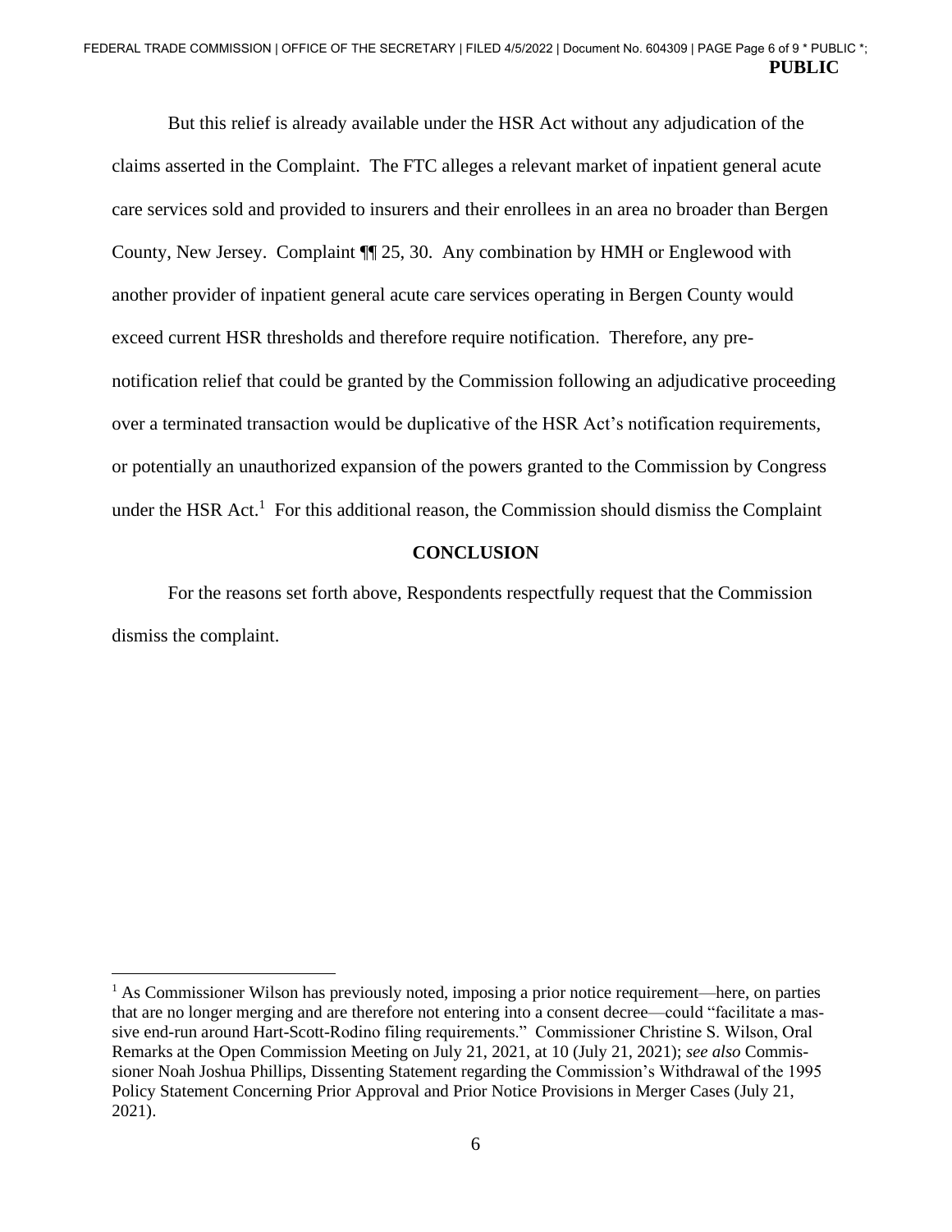But this relief is already available under the HSR Act without any adjudication of the claims asserted in the Complaint. The FTC alleges a relevant market of inpatient general acute care services sold and provided to insurers and their enrollees in an area no broader than Bergen County, New Jersey. Complaint ¶¶ 25, 30. Any combination by HMH or Englewood with another provider of inpatient general acute care services operating in Bergen County would exceed current HSR thresholds and therefore require notification. Therefore, any pre-notification relief that could be granted by the Commission following an adjudicative proceeding over a terminated transaction would be duplicative of the HSR Act's notification requirements, or potentially an unauthorized expansion of the powers granted to the Commission by Congress under the HSR Act.[1] For this additional reason, the Commission should dismiss the Complaint

**CONCLUSION**

For the reasons set forth above, Respondents respectfully request that the Commission dismiss the complaint.

---

[1] As Commissioner Wilson has previously noted, imposing a prior notice requirement—here, on parties that are no longer merging and are therefore not entering into a consent decree—could "facilitate a massive end-run around Hart-Scott-Rodino filing requirements." Commissioner Christine S. Wilson, Oral Remarks at the Open Commission Meeting on July 21, 2021, at 10 (July 21, 2021); *see also* Commissioner Noah Joshua Phillips, Dissenting Statement regarding the Commission's Withdrawal of the 1995 Policy Statement Concerning Prior Approval and Prior Notice Provisions in Merger Cases (July 21, 2021).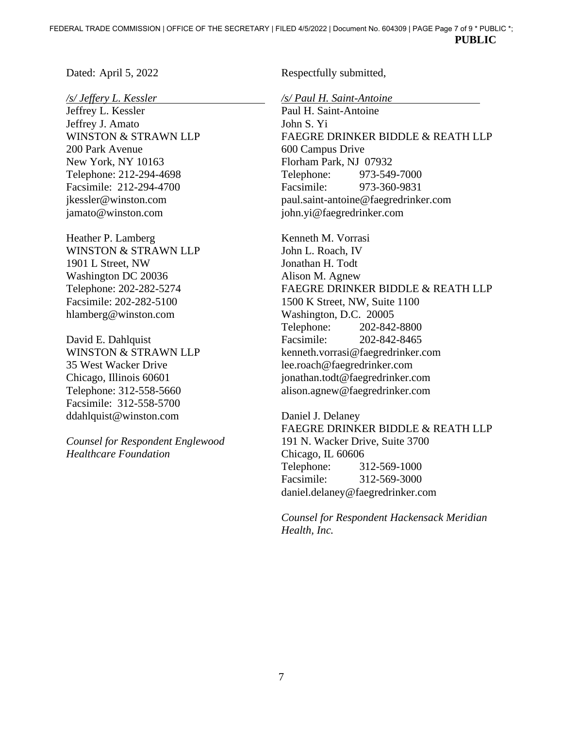**PUBLIC**

Dated: April 5, 2022

*/s/ Jeffery L. Kessler*
Jeffrey L. Kessler
Jeffrey J. Amato
WINSTON & STRAWN LLP
200 Park Avenue
New York, NY 10163
Telephone: 212-294-4698
Facsimile: 212-294-4700
jkessler@winston.com
jamato@winston.com

Heather P. Lamberg
WINSTON & STRAWN LLP
1901 L Street, NW
Washington DC 20036
Telephone: 202-282-5274
Facsimile: 202-282-5100
hlamberg@winston.com

David E. Dahlquist
WINSTON & STRAWN LLP
35 West Wacker Drive
Chicago, Illinois 60601
Telephone: 312-558-5660
Facsimile: 312-558-5700
ddahlquist@winston.com

*Counsel for Respondent Englewood Healthcare Foundation*

Respectfully submitted,

*/s/ Paul H. Saint-Antoine*
Paul H. Saint-Antoine
John S. Yi
FAEGRE DRINKER BIDDLE & REATH LLP
600 Campus Drive
Florham Park, NJ 07932
Telephone: 973-549-7000
Facsimile: 973-360-9831
paul.saint-antoine@faegredrinker.com
john.yi@faegredrinker.com

Kenneth M. Vorrasi
John L. Roach, IV
Jonathan H. Todt
Alison M. Agnew
FAEGRE DRINKER BIDDLE & REATH LLP
1500 K Street, NW, Suite 1100
Washington, D.C. 20005
Telephone: 202-842-8800
Facsimile: 202-842-8465
kenneth.vorrasi@faegredrinker.com
lee.roach@faegredrinker.com
jonathan.todt@faegredrinker.com
alison.agnew@faegredrinker.com

Daniel J. Delaney
FAEGRE DRINKER BIDDLE & REATH LLP
191 N. Wacker Drive, Suite 3700
Chicago, IL 60606
Telephone: 312-569-1000
Facsimile: 312-569-3000
daniel.delaney@faegredrinker.com

*Counsel for Respondent Hackensack Meridian Health, Inc.*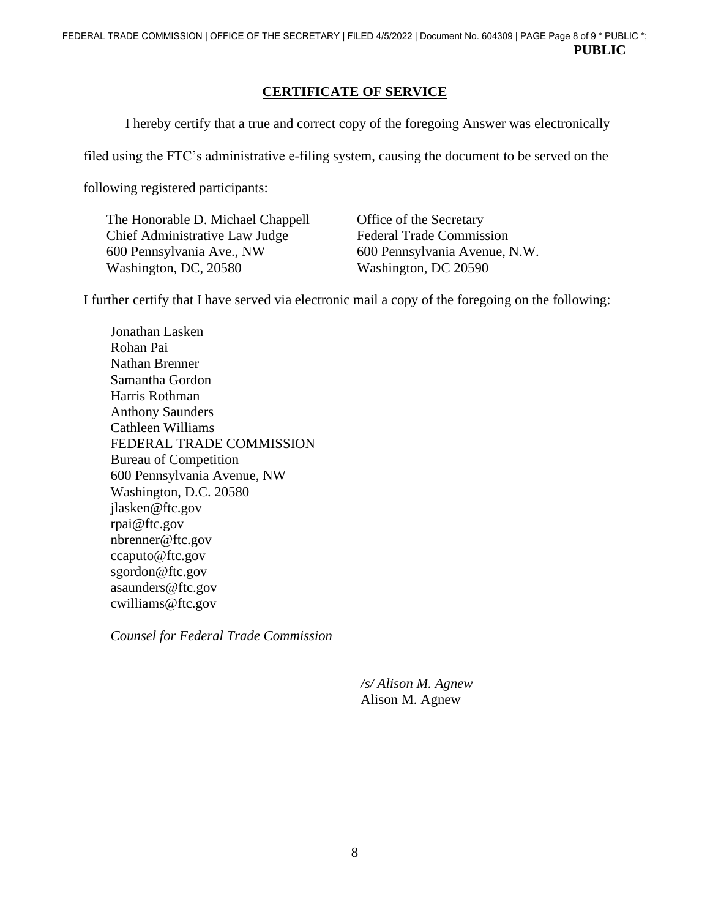**PUBLIC**

## CERTIFICATE OF SERVICE

I hereby certify that a true and correct copy of the foregoing Answer was electronically filed using the FTC's administrative e-filing system, causing the document to be served on the following registered participants:

The Honorable D. Michael Chappell
Chief Administrative Law Judge
600 Pennsylvania Ave., NW
Washington, DC, 20580

Office of the Secretary
Federal Trade Commission
600 Pennsylvania Avenue, N.W.
Washington, DC 20590

I further certify that I have served via electronic mail a copy of the foregoing on the following:

Jonathan Lasken
Rohan Pai
Nathan Brenner
Samantha Gordon
Harris Rothman
Anthony Saunders
Cathleen Williams
FEDERAL TRADE COMMISSION
Bureau of Competition
600 Pennsylvania Avenue, NW
Washington, D.C. 20580
jlasken@ftc.gov
rpai@ftc.gov
nbrenner@ftc.gov
ccaputo@ftc.gov
sgordon@ftc.gov
asaunders@ftc.gov
cwilliams@ftc.gov

*Counsel for Federal Trade Commission*

*/s/ Alison M. Agnew*
Alison M. Agnew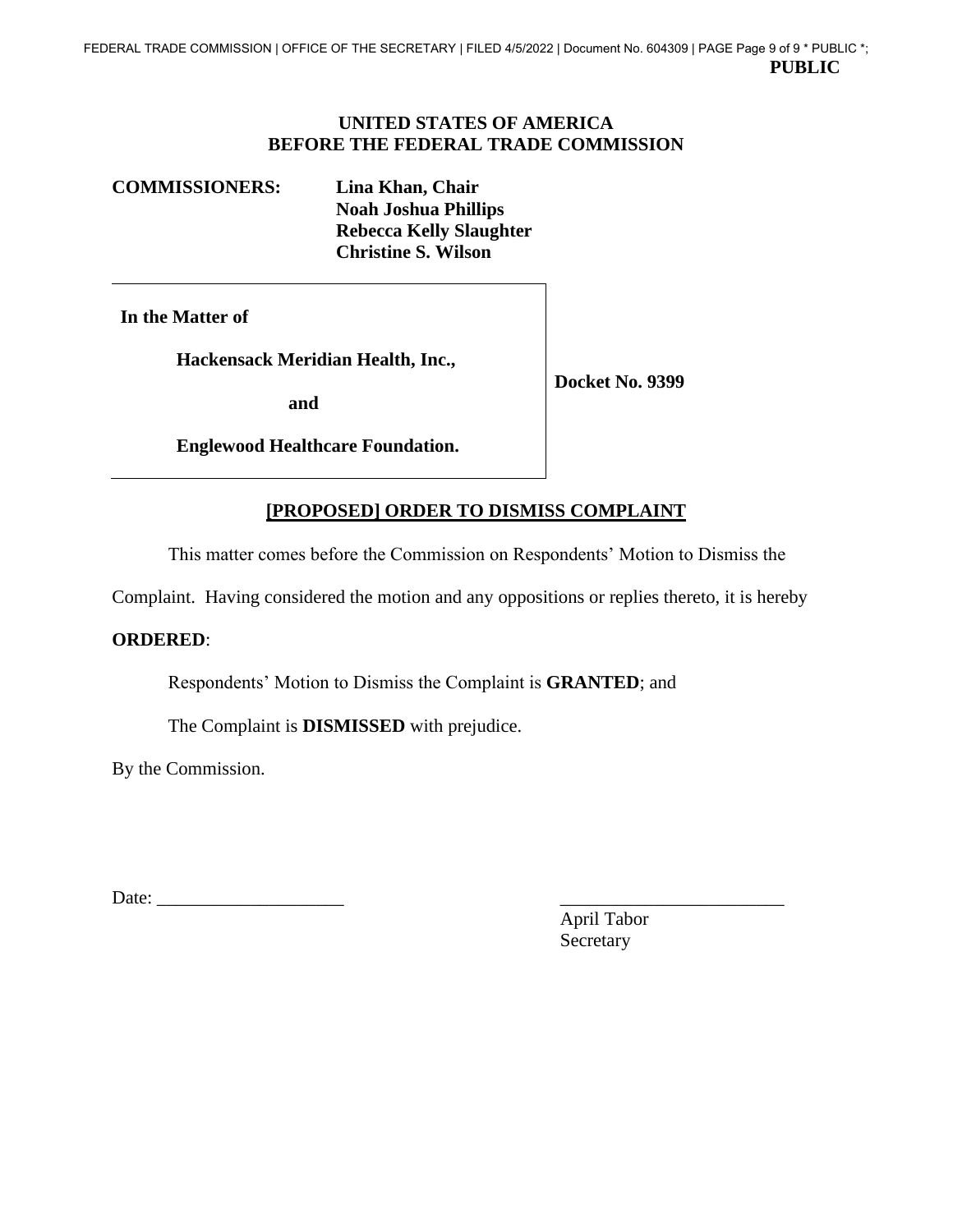**PUBLIC**

**UNITED STATES OF AMERICA**
**BEFORE THE FEDERAL TRADE COMMISSION**

**COMMISSIONERS:** **Lina Khan, Chair**
**Noah Joshua Phillips**
**Rebecca Kelly Slaughter**
**Christine S. Wilson**

**In the Matter of**

**Hackensack Meridian Health, Inc.,**

**and**

**Englewood Healthcare Foundation.**

**Docket No. 9399**

## [PROPOSED] ORDER TO DISMISS COMPLAINT

This matter comes before the Commission on Respondents' Motion to Dismiss the Complaint. Having considered the motion and any oppositions or replies thereto, it is hereby

**ORDERED**:

Respondents' Motion to Dismiss the Complaint is **GRANTED**; and

The Complaint is **DISMISSED** with prejudice.

By the Commission.

Date: ____________________

________________________
April Tabor
Secretary